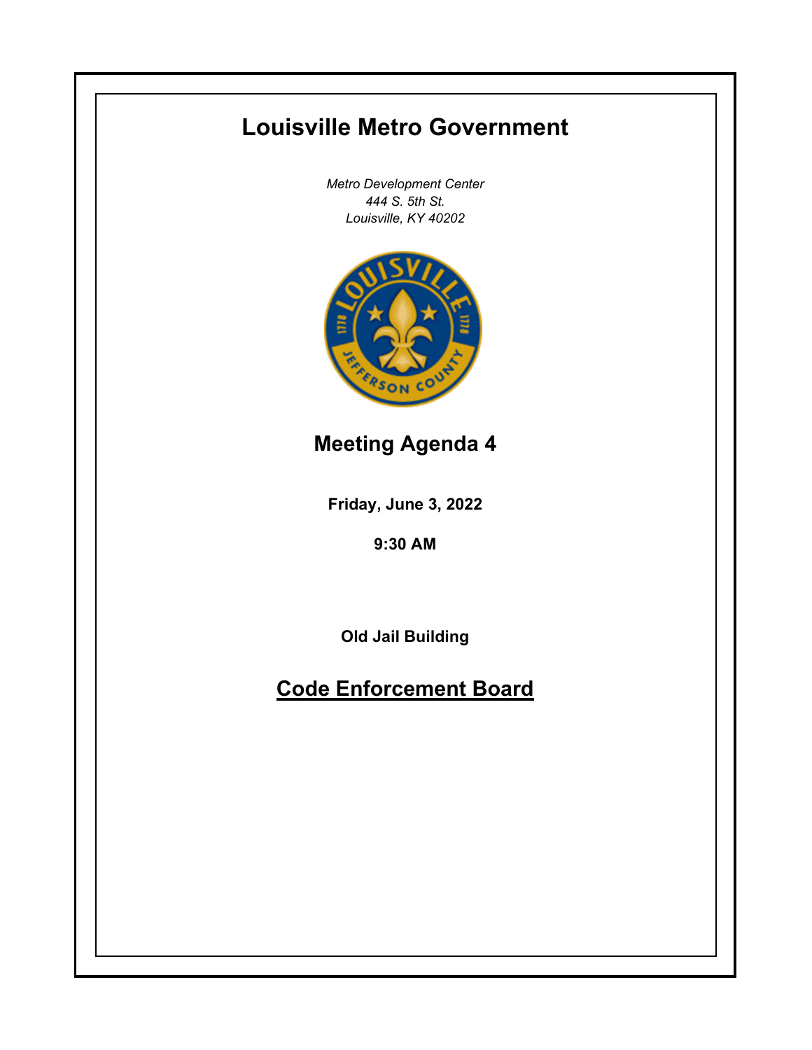# Louisville Metro Government

*Metro Development Center*
*444 S. 5th St.*
*Louisville, KY 40202*

## Meeting Agenda 4

**Friday, June 3, 2022**

**9:30 AM**

**Old Jail Building**

## Code Enforcement Board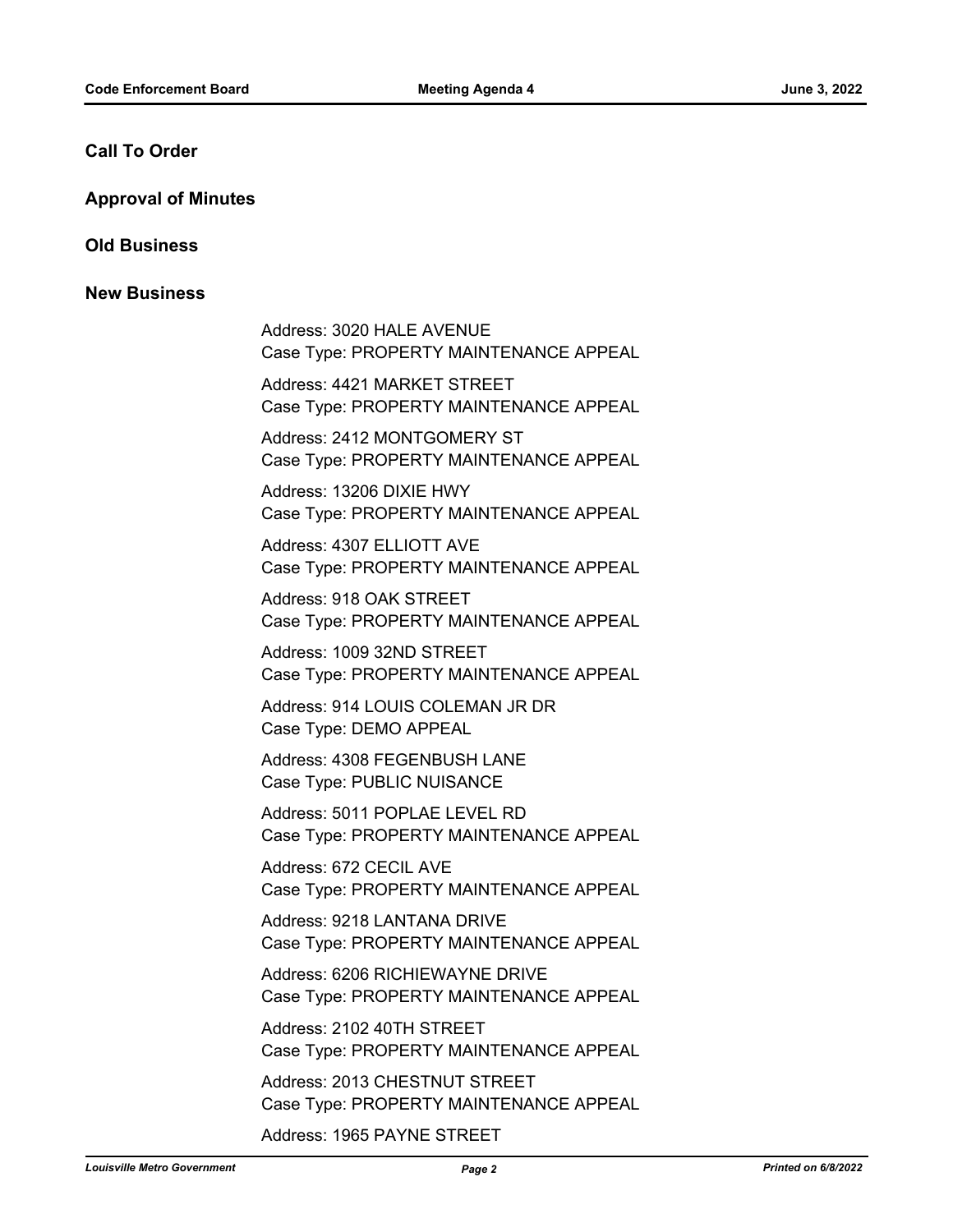## Call To Order

## Approval of Minutes

## Old Business

## New Business

Address: 3020 HALE AVENUE
Case Type: PROPERTY MAINTENANCE APPEAL

Address: 4421 MARKET STREET
Case Type: PROPERTY MAINTENANCE APPEAL

Address: 2412 MONTGOMERY ST
Case Type: PROPERTY MAINTENANCE APPEAL

Address: 13206 DIXIE HWY
Case Type: PROPERTY MAINTENANCE APPEAL

Address: 4307 ELLIOTT AVE
Case Type: PROPERTY MAINTENANCE APPEAL

Address: 918 OAK STREET
Case Type: PROPERTY MAINTENANCE APPEAL

Address: 1009 32ND STREET
Case Type: PROPERTY MAINTENANCE APPEAL

Address: 914 LOUIS COLEMAN JR DR
Case Type: DEMO APPEAL

Address: 4308 FEGENBUSH LANE
Case Type: PUBLIC NUISANCE

Address: 5011 POPLAE LEVEL RD
Case Type: PROPERTY MAINTENANCE APPEAL

Address: 672 CECIL AVE
Case Type: PROPERTY MAINTENANCE APPEAL

Address: 9218 LANTANA DRIVE
Case Type: PROPERTY MAINTENANCE APPEAL

Address: 6206 RICHIEWAYNE DRIVE
Case Type: PROPERTY MAINTENANCE APPEAL

Address: 2102 40TH STREET
Case Type: PROPERTY MAINTENANCE APPEAL

Address: 2013 CHESTNUT STREET
Case Type: PROPERTY MAINTENANCE APPEAL

Address: 1965 PAYNE STREET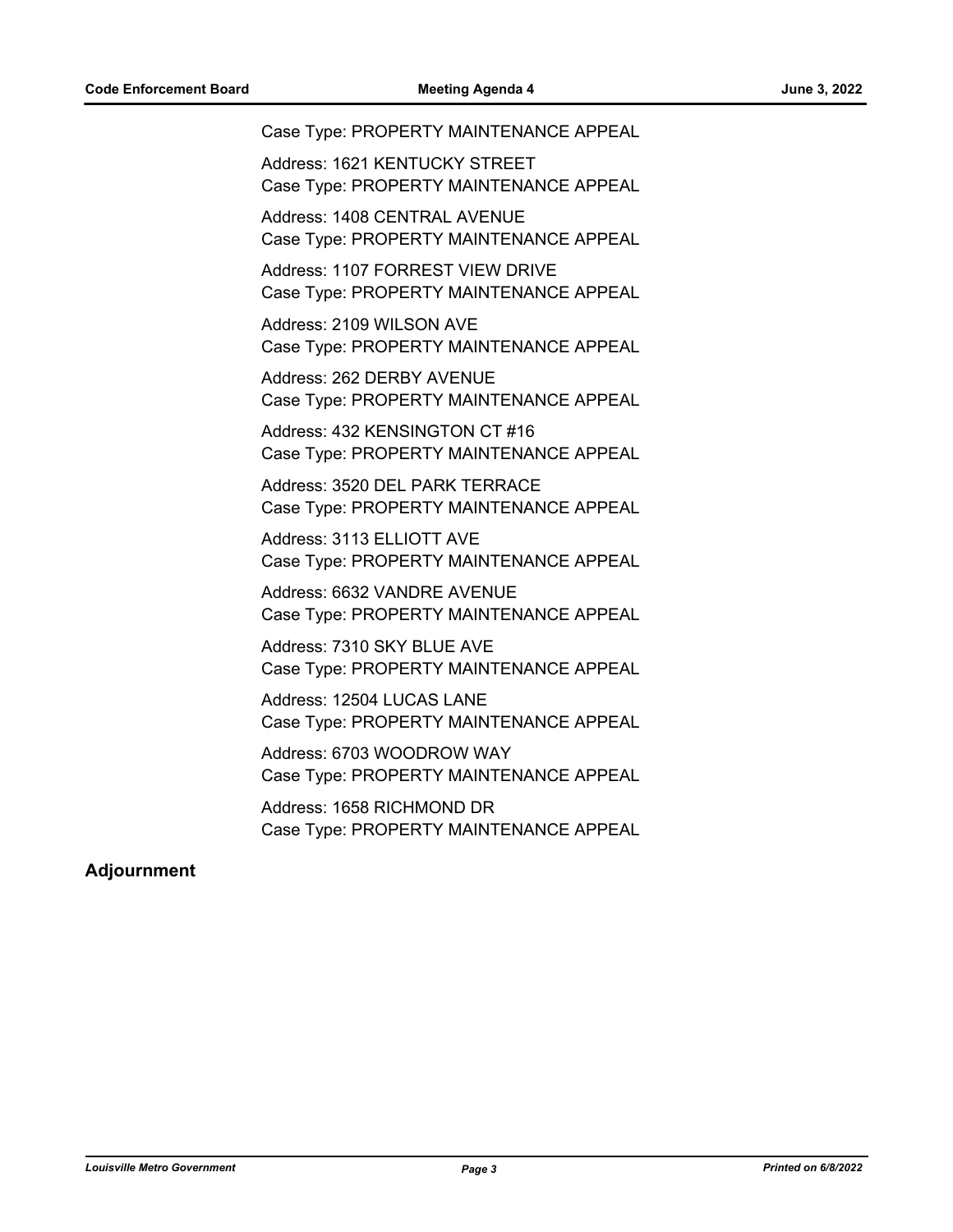Case Type: PROPERTY MAINTENANCE APPEAL

Address: 1621 KENTUCKY STREET
Case Type: PROPERTY MAINTENANCE APPEAL

Address: 1408 CENTRAL AVENUE
Case Type: PROPERTY MAINTENANCE APPEAL

Address: 1107 FORREST VIEW DRIVE
Case Type: PROPERTY MAINTENANCE APPEAL

Address: 2109 WILSON AVE
Case Type: PROPERTY MAINTENANCE APPEAL

Address: 262 DERBY AVENUE
Case Type: PROPERTY MAINTENANCE APPEAL

Address: 432 KENSINGTON CT #16
Case Type: PROPERTY MAINTENANCE APPEAL

Address: 3520 DEL PARK TERRACE
Case Type: PROPERTY MAINTENANCE APPEAL

Address: 3113 ELLIOTT AVE
Case Type: PROPERTY MAINTENANCE APPEAL

Address: 6632 VANDRE AVENUE
Case Type: PROPERTY MAINTENANCE APPEAL

Address: 7310 SKY BLUE AVE
Case Type: PROPERTY MAINTENANCE APPEAL

Address: 12504 LUCAS LANE
Case Type: PROPERTY MAINTENANCE APPEAL

Address: 6703 WOODROW WAY
Case Type: PROPERTY MAINTENANCE APPEAL

Address: 1658 RICHMOND DR
Case Type: PROPERTY MAINTENANCE APPEAL

## Adjournment